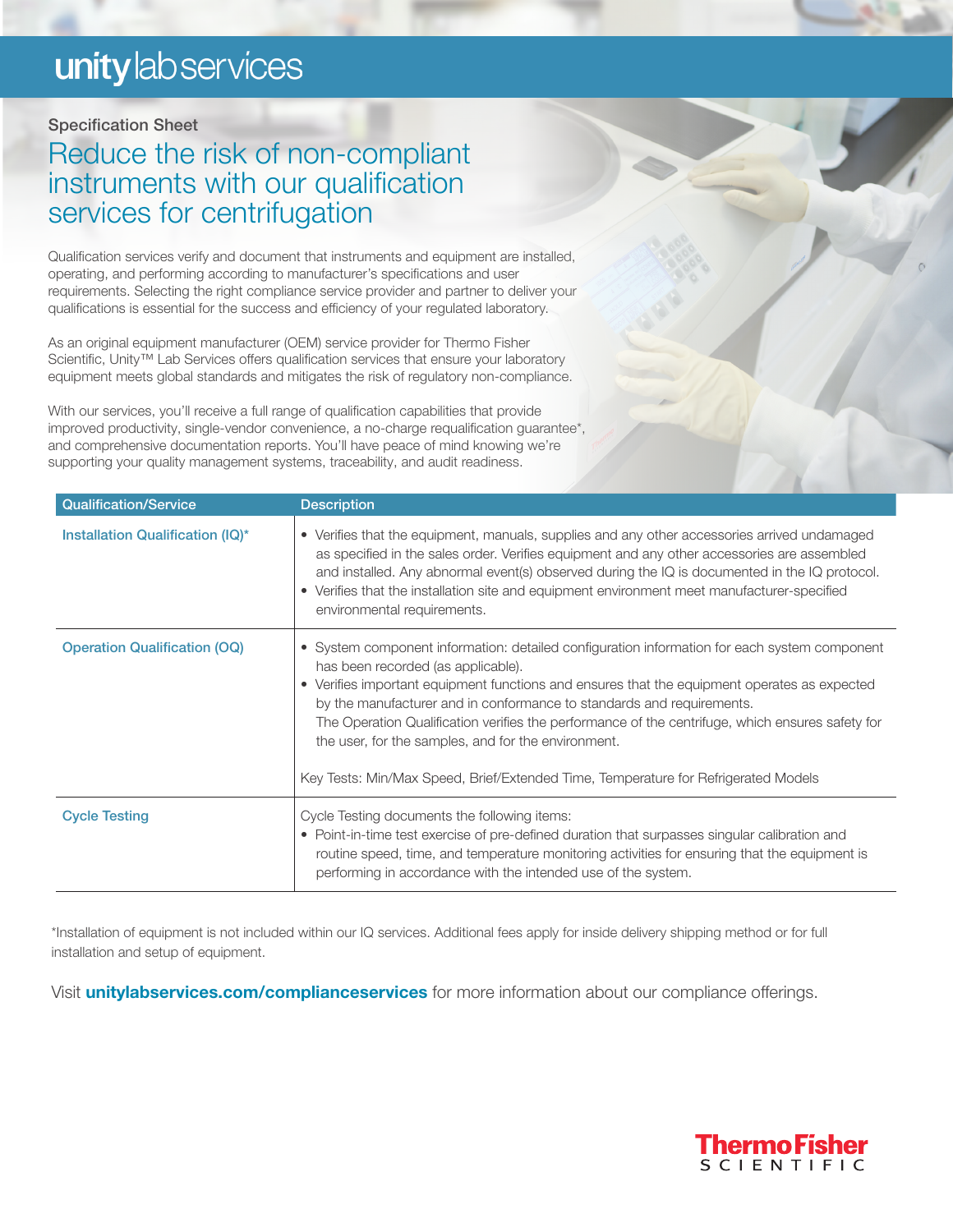unitylabservices

Specification Sheet

# Reduce the risk of non-compliant instruments with our qualification services for centrifugation

Qualification services verify and document that instruments and equipment are installed, operating, and performing according to manufacturer's specifications and user requirements. Selecting the right compliance service provider and partner to deliver your qualifications is essential for the success and efficiency of your regulated laboratory.

As an original equipment manufacturer (OEM) service provider for Thermo Fisher Scientific, Unity™ Lab Services offers qualification services that ensure your laboratory equipment meets global standards and mitigates the risk of regulatory non-compliance.

With our services, you'll receive a full range of qualification capabilities that provide improved productivity, single-vendor convenience, a no-charge requalification guarantee*, and comprehensive documentation reports. You'll have peace of mind knowing we're supporting your quality management systems, traceability, and audit readiness.

| Qualification/Service | Description |
|---|---|
| Installation Qualification (IQ)* | • Verifies that the equipment, manuals, supplies and any other accessories arrived undamaged as specified in the sales order. Verifies equipment and any other accessories are assembled and installed. Any abnormal event(s) observed during the IQ is documented in the IQ protocol.<br>• Verifies that the installation site and equipment environment meet manufacturer-specified environmental requirements. |
| Operation Qualification (OQ) | • System component information: detailed configuration information for each system component has been recorded (as applicable).<br>• Verifies important equipment functions and ensures that the equipment operates as expected by the manufacturer and in conformance to standards and requirements. The Operation Qualification verifies the performance of the centrifuge, which ensures safety for the user, for the samples, and for the environment.<br><br>Key Tests: Min/Max Speed, Brief/Extended Time, Temperature for Refrigerated Models |
| Cycle Testing | Cycle Testing documents the following items:<br>• Point-in-time test exercise of pre-defined duration that surpasses singular calibration and routine speed, time, and temperature monitoring activities for ensuring that the equipment is performing in accordance with the intended use of the system. |

*Installation of equipment is not included within our IQ services. Additional fees apply for inside delivery shipping method or for full installation and setup of equipment.

Visit **unitylabservices.com/complianceservices** for more information about our compliance offerings.

ThermoFisher SCIENTIFIC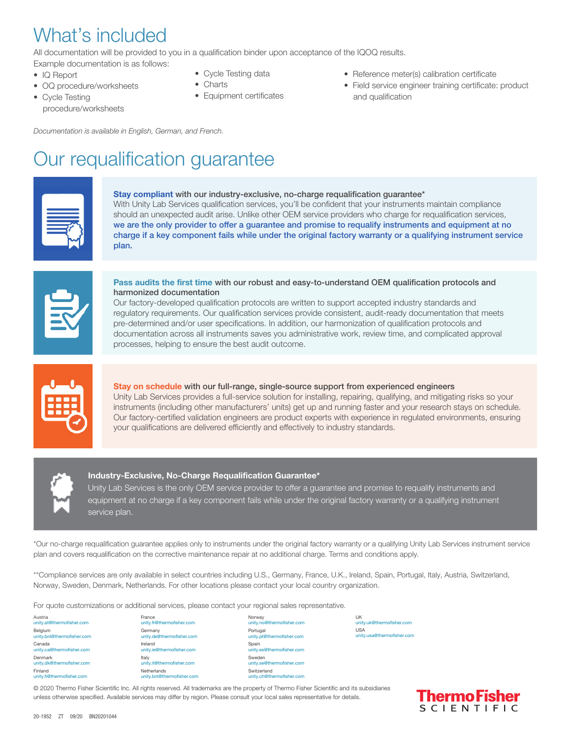# What's included

All documentation will be provided to you in a qualification binder upon acceptance of the IQOQ results.
Example documentation is as follows:

- IQ Report
- OQ procedure/worksheets
- Cycle Testing procedure/worksheets
- Cycle Testing data
- Charts
- Equipment certificates
- Reference meter(s) calibration certificate
- Field service engineer training certificate: product and qualification

*Documentation is available in English, German, and French.*

# Our requalification guarantee

**Stay compliant with our industry-exclusive, no-charge requalification guarantee***
With Unity Lab Services qualification services, you'll be confident that your instruments maintain compliance should an unexpected audit arise. Unlike other OEM service providers who charge for requalification services, **we are the only provider to offer a guarantee and promise to requalify instruments and equipment at no charge if a key component fails while under the original factory warranty or a qualifying instrument service plan.**

**Pass audits the first time with our robust and easy-to-understand OEM qualification protocols and harmonized documentation**
Our factory-developed qualification protocols are written to support accepted industry standards and regulatory requirements. Our qualification services provide consistent, audit-ready documentation that meets pre-determined and/or user specifications. In addition, our harmonization of qualification protocols and documentation across all instruments saves you administrative work, review time, and complicated approval processes, helping to ensure the best audit outcome.

**Stay on schedule with our full-range, single-source support from experienced engineers**
Unity Lab Services provides a full-service solution for installing, repairing, qualifying, and mitigating risks so your instruments (including other manufacturers' units) get up and running faster and your research stays on schedule. Our factory-certified validation engineers are product experts with experience in regulated environments, ensuring your qualifications are delivered efficiently and effectively to industry standards.

**Industry-Exclusive, No-Charge Requalification Guarantee***
Unity Lab Services is the only OEM service provider to offer a guarantee and promise to requalify instruments and equipment at no charge if a key component fails while under the original factory warranty or a qualifying instrument service plan.

*Our no-charge requalification guarantee applies only to instruments under the original factory warranty or a qualifying Unity Lab Services instrument service plan and covers requalification on the corrective maintenance repair at no additional charge. Terms and conditions apply.

**Compliance services are only available in select countries including U.S., Germany, France, U.K., Ireland, Spain, Portugal, Italy, Austria, Switzerland, Norway, Sweden, Denmark, Netherlands. For other locations please contact your local country organization.

For quote customizations or additional services, please contact your regional sales representative.

Austria
unity.at@thermofisher.com
Belgium
unity.bnl@thermofisher.com
Canada
unity.ca@thermofisher.com
Denmark
unity.dk@thermofisher.com
Finland
unity.fi@thermofisher.com
France
unity.fr@thermofisher.com
Germany
unity.de@thermofisher.com
Ireland
unity.ie@thermofisher.com
Italy
unity.it@thermofisher.com
Netherlands
unity.bnl@thermofisher.com
Norway
unity.no@thermofisher.com
Portugal
unity.pt@thermofisher.com
Spain
unity.es@thermofisher.com
Sweden
unity.se@thermofisher.com
Switzerland
unity.ch@thermofisher.com
UK
unity.uk@thermofisher.com
USA
unity.usa@thermofisher.com

© 2020 Thermo Fisher Scientific Inc. All rights reserved. All trademarks are the property of Thermo Fisher Scientific and its subsidiaries unless otherwise specified. Available services may differ by region. Please consult your local sales representative for details.

ThermoFisher SCIENTIFIC

20-1952 ZT 09/20 BN20201044